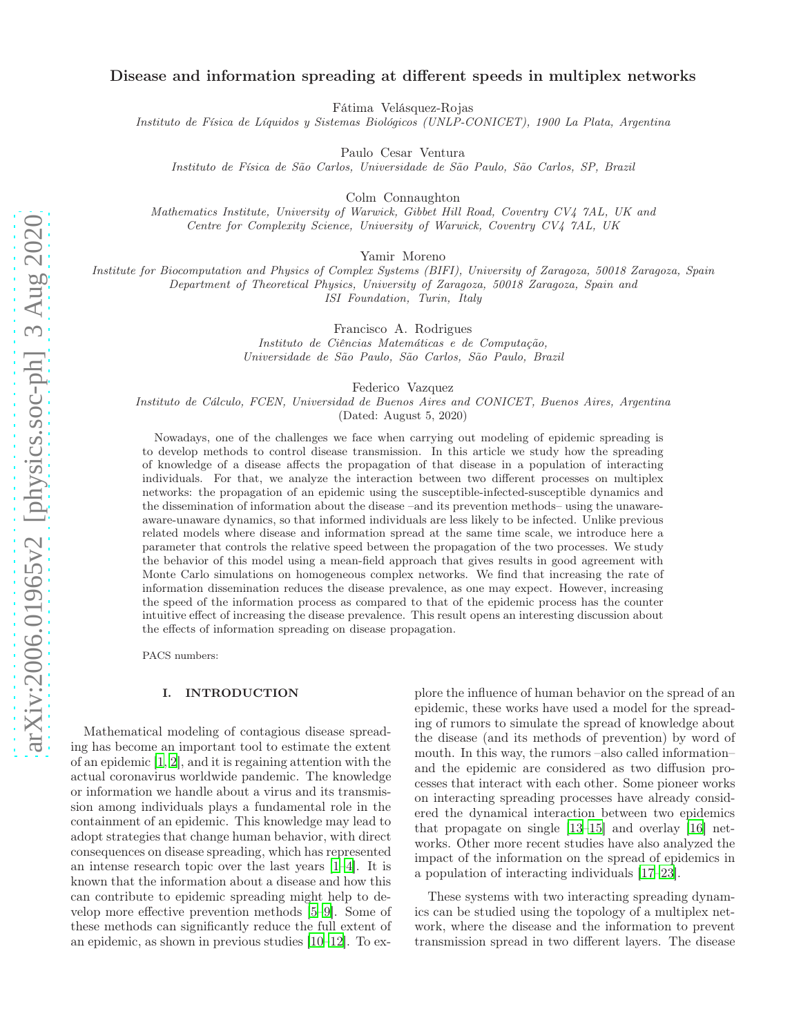# Disease and information spreading at different speeds in multiplex networks

Fátima Velásquez-Rojas

*Instituto de Física de Líquidos y Sistemas Biológicos (UNLP-CONICET), 1900 La Plata, Argentina*

Paulo Cesar Ventura

*Instituto de Física de São Carlos, Universidade de São Paulo, São Carlos, SP, Brazil*

Colm Connaughton

*Mathematics Institute, University of Warwick, Gibbet Hill Road, Coventry CV4 7AL, UK and Centre for Complexity Science, University of Warwick, Coventry CV4 7AL, UK*

Yamir Moreno

*Institute for Biocomputation and Physics of Complex Systems (BIFI), University of Zaragoza, 50018 Zaragoza, Spain Department of Theoretical Physics, University of Zaragoza, 50018 Zaragoza, Spain and ISI Foundation, Turin, Italy*

Francisco A. Rodrigues

*Instituto de Ciências Matemáticas e de Computação, Universidade de São Paulo, São Carlos, São Paulo, Brazil*

Federico Vazquez

*Instituto de Cálculo, FCEN, Universidad de Buenos Aires and CONICET, Buenos Aires, Argentina*

(Dated: August 5, 2020)

Nowadays, one of the challenges we face when carrying out modeling of epidemic spreading is to develop methods to control disease transmission. In this article we study how the spreading of knowledge of a disease affects the propagation of that disease in a population of interacting individuals. For that, we analyze the interaction between two different processes on multiplex networks: the propagation of an epidemic using the susceptible-infected-susceptible dynamics and the dissemination of information about the disease –and its prevention methods– using the unaware-aware-unaware dynamics, so that informed individuals are less likely to be infected. Unlike previous related models where disease and information spread at the same time scale, we introduce here a parameter that controls the relative speed between the propagation of the two processes. We study the behavior of this model using a mean-field approach that gives results in good agreement with Monte Carlo simulations on homogeneous complex networks. We find that increasing the rate of information dissemination reduces the disease prevalence, as one may expect. However, increasing the speed of the information process as compared to that of the epidemic process has the counter intuitive effect of increasing the disease prevalence. This result opens an interesting discussion about the effects of information spreading on disease propagation.

PACS numbers:

## I. INTRODUCTION

Mathematical modeling of contagious disease spreading has become an important tool to estimate the extent of an epidemic [1, 2], and it is regaining attention with the actual coronavirus worldwide pandemic. The knowledge or information we handle about a virus and its transmission among individuals plays a fundamental role in the containment of an epidemic. This knowledge may lead to adopt strategies that change human behavior, with direct consequences on disease spreading, which has represented an intense research topic over the last years [1–4]. It is known that the information about a disease and how this can contribute to epidemic spreading might help to develop more effective prevention methods [5–9]. Some of these methods can significantly reduce the full extent of an epidemic, as shown in previous studies [10–12]. To explore the influence of human behavior on the spread of an epidemic, these works have used a model for the spreading of rumors to simulate the spread of knowledge about the disease (and its methods of prevention) by word of mouth. In this way, the rumors –also called information– and the epidemic are considered as two diffusion processes that interact with each other. Some pioneer works on interacting spreading processes have already considered the dynamical interaction between two epidemics that propagate on single [13–15] and overlay [16] networks. Other more recent studies have also analyzed the impact of the information on the spread of epidemics in a population of interacting individuals [17–23].

These systems with two interacting spreading dynamics can be studied using the topology of a multiplex network, where the disease and the information to prevent transmission spread in two different layers. The disease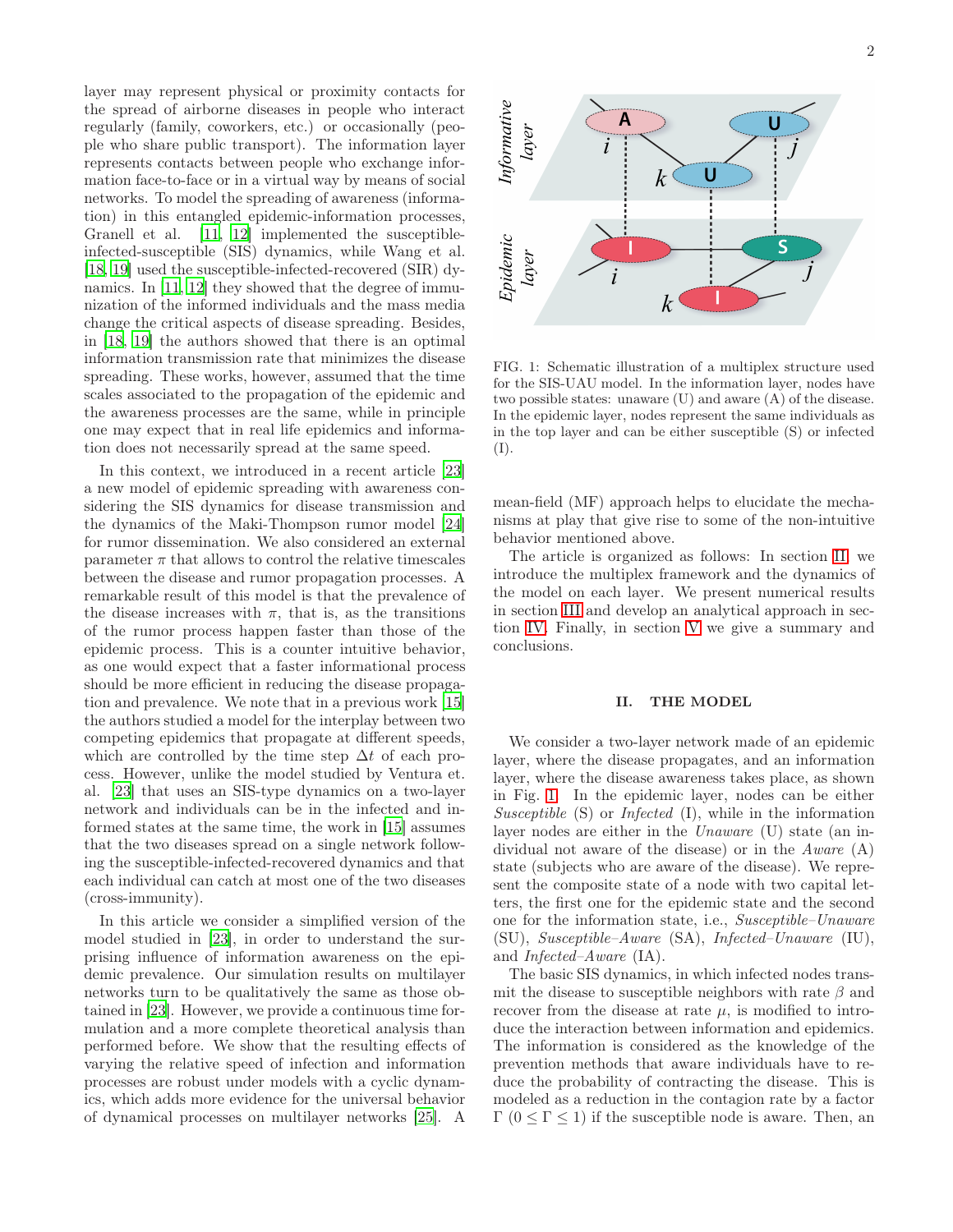layer may represent physical or proximity contacts for the spread of airborne diseases in people who interact regularly (family, coworkers, etc.) or occasionally (people who share public transport). The information layer represents contacts between people who exchange information face-to-face or in a virtual way by means of social networks. To model the spreading of awareness (information) in this entangled epidemic-information processes, Granell et al. [11, 12] implemented the susceptible-infected-susceptible (SIS) dynamics, while Wang et al. [18, 19] used the susceptible-infected-recovered (SIR) dynamics. In [11, 12] they showed that the degree of immunization of the informed individuals and the mass media change the critical aspects of disease spreading. Besides, in [18, 19] the authors showed that there is an optimal information transmission rate that minimizes the disease spreading. These works, however, assumed that the time scales associated to the propagation of the epidemic and the awareness processes are the same, while in principle one may expect that in real life epidemics and information does not necessarily spread at the same speed.

In this context, we introduced in a recent article [23] a new model of epidemic spreading with awareness considering the SIS dynamics for disease transmission and the dynamics of the Maki-Thompson rumor model [24] for rumor dissemination. We also considered an external parameter $\pi$ that allows to control the relative timescales between the disease and rumor propagation processes. A remarkable result of this model is that the prevalence of the disease increases with $\pi$, that is, as the transitions of the rumor process happen faster than those of the epidemic process. This is a counter intuitive behavior, as one would expect that a faster informational process should be more efficient in reducing the disease propagation and prevalence. We note that in a previous work [15] the authors studied a model for the interplay between two competing epidemics that propagate at different speeds, which are controlled by the time step $\Delta t$ of each process. However, unlike the model studied by Ventura et. al. [23] that uses an SIS-type dynamics on a two-layer network and individuals can be in the infected and informed states at the same time, the work in [15] assumes that the two diseases spread on a single network following the susceptible-infected-recovered dynamics and that each individual can catch at most one of the two diseases (cross-immunity).

In this article we consider a simplified version of the model studied in [23], in order to understand the surprising influence of information awareness on the epidemic prevalence. Our simulation results on multilayer networks turn to be qualitatively the same as those obtained in [23]. However, we provide a continuous time formulation and a more complete theoretical analysis than performed before. We show that the resulting effects of varying the relative speed of infection and information processes are robust under models with a cyclic dynamics, which adds more evidence for the universal behavior of dynamical processes on multilayer networks [25]. A mean-field (MF) approach helps to elucidate the mechanisms at play that give rise to some of the non-intuitive behavior mentioned above.

FIG. 1: Schematic illustration of a multiplex structure used for the SIS-UAU model. In the information layer, nodes have two possible states: unaware (U) and aware (A) of the disease. In the epidemic layer, nodes represent the same individuals as in the top layer and can be either susceptible (S) or infected (I).

The article is organized as follows: In section II, we introduce the multiplex framework and the dynamics of the model on each layer. We present numerical results in section III and develop an analytical approach in section IV. Finally, in section V we give a summary and conclusions.

## II. THE MODEL

We consider a two-layer network made of an epidemic layer, where the disease propagates, and an information layer, where the disease awareness takes place, as shown in Fig. 1. In the epidemic layer, nodes can be either *Susceptible* (S) or *Infected* (I), while in the information layer nodes are either in the *Unaware* (U) state (an individual not aware of the disease) or in the *Aware* (A) state (subjects who are aware of the disease). We represent the composite state of a node with two capital letters, the first one for the epidemic state and the second one for the information state, i.e., *Susceptible–Unaware* (SU), *Susceptible–Aware* (SA), *Infected–Unaware* (IU), and *Infected–Aware* (IA).

The basic SIS dynamics, in which infected nodes transmit the disease to susceptible neighbors with rate $\beta$ and recover from the disease at rate $\mu$, is modified to introduce the interaction between information and epidemics. The information is considered as the knowledge of the prevention methods that aware individuals have to reduce the probability of contracting the disease. This is modeled as a reduction in the contagion rate by a factor $\Gamma$ ($0 \leq \Gamma \leq 1$) if the susceptible node is aware. Then, an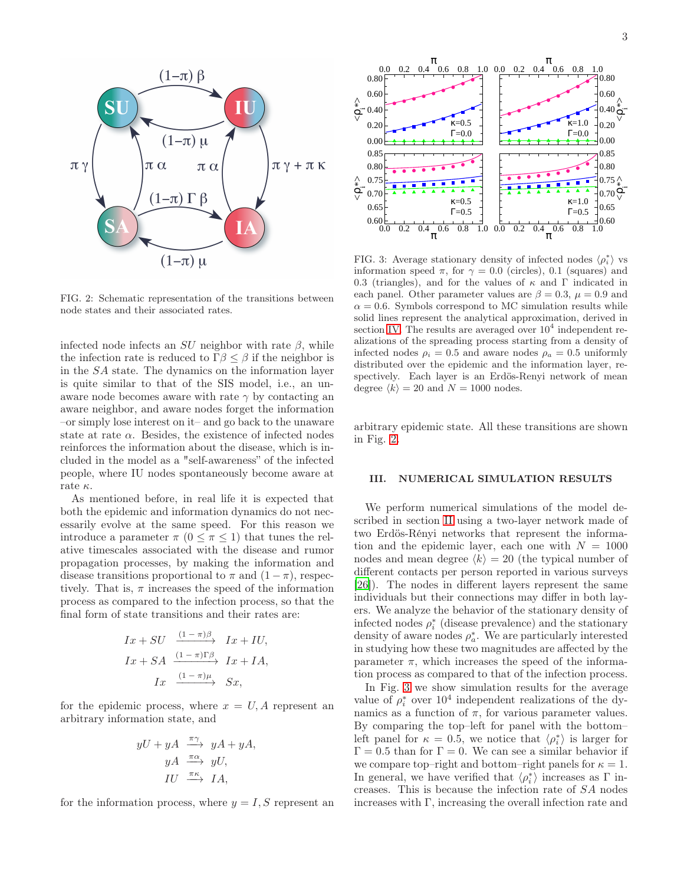FIG. 2: Schematic representation of the transitions between node states and their associated rates.

infected node infects an $SU$ neighbor with rate $\beta$, while the infection rate is reduced to $\Gamma\beta \leq \beta$ if the neighbor is in the $SA$ state. The dynamics on the information layer is quite similar to that of the SIS model, i.e., an unaware node becomes aware with rate $\gamma$ by contacting an aware neighbor, and aware nodes forget the information –or simply lose interest on it– and go back to the unaware state at rate $\alpha$. Besides, the existence of infected nodes reinforces the information about the disease, which is included in the model as a "self-awareness" of the infected people, where IU nodes spontaneously become aware at rate $\kappa$.

As mentioned before, in real life it is expected that both the epidemic and information dynamics do not necessarily evolve at the same speed. For this reason we introduce a parameter $\pi$ ($0 \leq \pi \leq 1$) that tunes the relative timescales associated with the disease and rumor propagation processes, by making the information and disease transitions proportional to $\pi$ and $(1-\pi)$, respectively. That is, $\pi$ increases the speed of the information process as compared to the infection process, so that the final form of state transitions and their rates are:

$$
\begin{aligned}
Ix + SU &\xrightarrow{(1-\pi)\beta} Ix + IU, \\
Ix + SA &\xrightarrow{(1-\pi)\Gamma\beta} Ix + IA, \\
Ix &\xrightarrow{(1-\pi)\mu} Sx,
\end{aligned}
$$

for the epidemic process, where $x = U, A$ represent an arbitrary information state, and

$$
\begin{aligned}
yU + yA &\xrightarrow{\pi\gamma} yA + yA, \\
yA &\xrightarrow{\pi\alpha} yU, \\
IU &\xrightarrow{\pi\kappa} IA,
\end{aligned}
$$

for the information process, where $y = I, S$ represent an arbitrary epidemic state. All these transitions are shown in Fig. 2.

FIG. 3: Average stationary density of infected nodes $\langle\rho_i^*\rangle$ vs information speed $\pi$, for $\gamma = 0.0$ (circles), 0.1 (squares) and 0.3 (triangles), and for the values of $\kappa$ and $\Gamma$ indicated in each panel. Other parameter values are $\beta = 0.3$, $\mu = 0.9$ and $\alpha = 0.6$. Symbols correspond to MC simulation results while solid lines represent the analytical approximation, derived in section IV. The results are averaged over $10^4$ independent realizations of the spreading process starting from a density of infected nodes $\rho_i = 0.5$ and aware nodes $\rho_a = 0.5$ uniformly distributed over the epidemic and the information layer, respectively. Each layer is an Erdös-Renyi network of mean degree $\langle k\rangle = 20$ and $N = 1000$ nodes.

## III. NUMERICAL SIMULATION RESULTS

We perform numerical simulations of the model described in section II using a two-layer network made of two Erdős-Rényi networks that represent the information and the epidemic layer, each one with $N = 1000$ nodes and mean degree $\langle k\rangle = 20$ (the typical number of different contacts per person reported in various surveys [26]). The nodes in different layers represent the same individuals but their connections may differ in both layers. We analyze the behavior of the stationary density of infected nodes $\rho_i^*$ (disease prevalence) and the stationary density of aware nodes $\rho_a^*$. We are particularly interested in studying how these two magnitudes are affected by the parameter $\pi$, which increases the speed of the information process as compared to that of the infection process.

In Fig. 3 we show simulation results for the average value of $\rho_i^*$ over $10^4$ independent realizations of the dynamics as a function of $\pi$, for various parameter values. By comparing the top–left for panel with the bottom–left panel for $\kappa = 0.5$, we notice that $\langle\rho_i^*\rangle$ is larger for $\Gamma = 0.5$ than for $\Gamma = 0$. We can see a similar behavior if we compare top–right and bottom–right panels for $\kappa = 1$. In general, we have verified that $\langle\rho_i^*\rangle$ increases as $\Gamma$ increases. This is because the infection rate of $SA$ nodes increases with $\Gamma$, increasing the overall infection rate and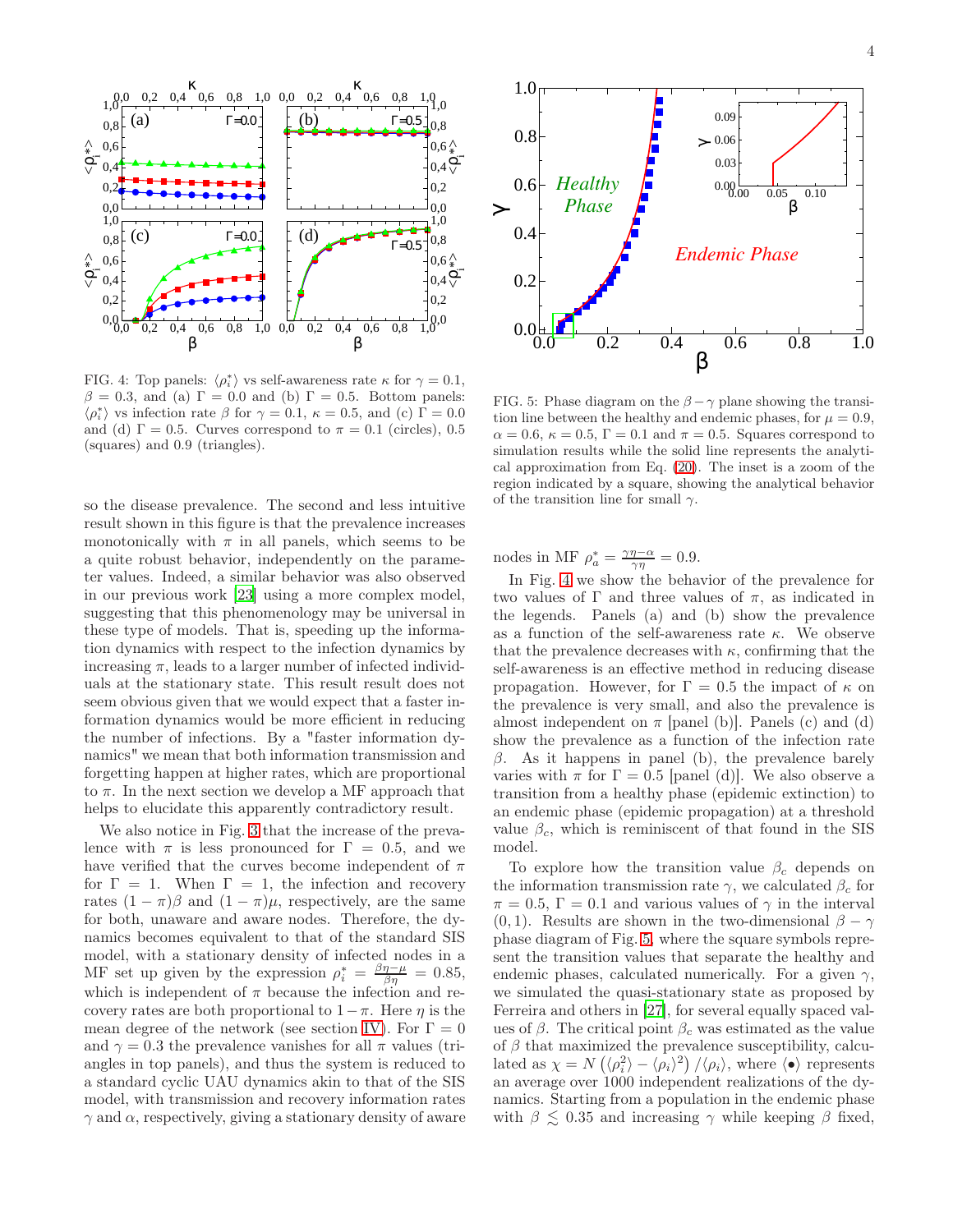FIG. 4: Top panels: $\langle \rho_i^* \rangle$ vs self-awareness rate $\kappa$ for $\gamma = 0.1$, $\beta = 0.3$, and (a) $\Gamma = 0.0$ and (b) $\Gamma = 0.5$. Bottom panels: $\langle \rho_i^* \rangle$ vs infection rate $\beta$ for $\gamma = 0.1$, $\kappa = 0.5$, and (c) $\Gamma = 0.0$ and (d) $\Gamma = 0.5$. Curves correspond to $\pi = 0.1$ (circles), 0.5 (squares) and 0.9 (triangles).

FIG. 5: Phase diagram on the $\beta - \gamma$ plane showing the transition line between the healthy and endemic phases, for $\mu = 0.9$, $\alpha = 0.6$, $\kappa = 0.5$, $\Gamma = 0.1$ and $\pi = 0.5$. Squares correspond to simulation results while the solid line represents the analytical approximation from Eq. (20). The inset is a zoom of the region indicated by a square, showing the analytical behavior of the transition line for small $\gamma$.

so the disease prevalence. The second and less intuitive result shown in this figure is that the prevalence increases monotonically with $\pi$ in all panels, which seems to be a quite robust behavior, independently on the parameter values. Indeed, a similar behavior was also observed in our previous work [23] using a more complex model, suggesting that this phenomenology may be universal in these type of models. That is, speeding up the information dynamics with respect to the infection dynamics by increasing $\pi$, leads to a larger number of infected individuals at the stationary state. This result result does not seem obvious given that we would expect that a faster information dynamics would be more efficient in reducing the number of infections. By a "faster information dynamics" we mean that both information transmission and forgetting happen at higher rates, which are proportional to $\pi$. In the next section we develop a MF approach that helps to elucidate this apparently contradictory result.

We also notice in Fig. 3 that the increase of the prevalence with $\pi$ is less pronounced for $\Gamma = 0.5$, and we have verified that the curves become independent of $\pi$ for $\Gamma = 1$. When $\Gamma = 1$, the infection and recovery rates $(1 - \pi)\beta$ and $(1 - \pi)\mu$, respectively, are the same for both, unaware and aware nodes. Therefore, the dynamics becomes equivalent to that of the standard SIS model, with a stationary density of infected nodes in a MF set up given by the expression $\rho_i^* = \frac{\beta\eta - \mu}{\beta\eta} = 0.85$, which is independent of $\pi$ because the infection and recovery rates are both proportional to $1 - \pi$. Here $\eta$ is the mean degree of the network (see section IV). For $\Gamma = 0$ and $\gamma = 0.3$ the prevalence vanishes for all $\pi$ values (triangles in top panels), and thus the system is reduced to a standard cyclic UAU dynamics akin to that of the SIS model, with transmission and recovery information rates $\gamma$ and $\alpha$, respectively, giving a stationary density of aware nodes in MF $\rho_a^* = \frac{\gamma\eta - \alpha}{\gamma\eta} = 0.9$.

In Fig. 4 we show the behavior of the prevalence for two values of $\Gamma$ and three values of $\pi$, as indicated in the legends. Panels (a) and (b) show the prevalence as a function of the self-awareness rate $\kappa$. We observe that the prevalence decreases with $\kappa$, confirming that the self-awareness is an effective method in reducing disease propagation. However, for $\Gamma = 0.5$ the impact of $\kappa$ on the prevalence is very small, and also the prevalence is almost independent on $\pi$ [panel (b)]. Panels (c) and (d) show the prevalence as a function of the infection rate $\beta$. As it happens in panel (b), the prevalence barely varies with $\pi$ for $\Gamma = 0.5$ [panel (d)]. We also observe a transition from a healthy phase (epidemic extinction) to an endemic phase (epidemic propagation) at a threshold value $\beta_c$, which is reminiscent of that found in the SIS model.

To explore how the transition value $\beta_c$ depends on the information transmission rate $\gamma$, we calculated $\beta_c$ for $\pi = 0.5$, $\Gamma = 0.1$ and various values of $\gamma$ in the interval $(0, 1)$. Results are shown in the two-dimensional $\beta - \gamma$ phase diagram of Fig. 5, where the square symbols represent the transition values that separate the healthy and endemic phases, calculated numerically. For a given $\gamma$, we simulated the quasi-stationary state as proposed by Ferreira and others in [27], for several equally spaced values of $\beta$. The critical point $\beta_c$ was estimated as the value of $\beta$ that maximized the prevalence susceptibility, calculated as $\chi = N\left(\langle \rho_i^2 \rangle - \langle \rho_i \rangle^2\right)/\langle \rho_i \rangle$, where $\langle \bullet \rangle$ represents an average over 1000 independent realizations of the dynamics. Starting from a population in the endemic phase with $\beta \lesssim 0.35$ and increasing $\gamma$ while keeping $\beta$ fixed,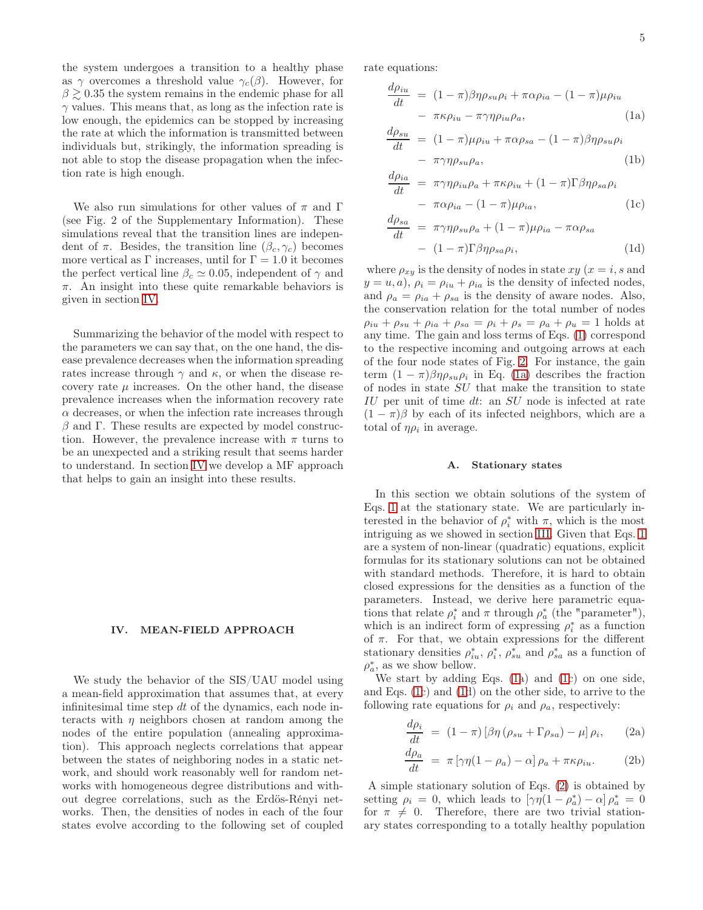the system undergoes a transition to a healthy phase as $\gamma$ overcomes a threshold value $\gamma_c(\beta)$. However, for $\beta \gtrsim 0.35$ the system remains in the endemic phase for all $\gamma$ values. This means that, as long as the infection rate is low enough, the epidemics can be stopped by increasing the rate at which the information is transmitted between individuals but, strikingly, the information spreading is not able to stop the disease propagation when the infection rate is high enough.

We also run simulations for other values of $\pi$ and $\Gamma$ (see Fig. 2 of the Supplementary Information). These simulations reveal that the transition lines are independent of $\pi$. Besides, the transition line $(\beta_c, \gamma_c)$ becomes more vertical as $\Gamma$ increases, until for $\Gamma = 1.0$ it becomes the perfect vertical line $\beta_c \simeq 0.05$, independent of $\gamma$ and $\pi$. An insight into these quite remarkable behaviors is given in section IV.

Summarizing the behavior of the model with respect to the parameters we can say that, on the one hand, the disease prevalence decreases when the information spreading rates increase through $\gamma$ and $\kappa$, or when the disease recovery rate $\mu$ increases. On the other hand, the disease prevalence increases when the information recovery rate $\alpha$ decreases, or when the infection rate increases through $\beta$ and $\Gamma$. These results are expected by model construction. However, the prevalence increase with $\pi$ turns to be an unexpected and a striking result that seems harder to understand. In section IV we develop a MF approach that helps to gain an insight into these results.

## IV. MEAN-FIELD APPROACH

We study the behavior of the SIS/UAU model using a mean-field approximation that assumes that, at every infinitesimal time step $dt$ of the dynamics, each node interacts with $\eta$ neighbors chosen at random among the nodes of the entire population (annealing approximation). This approach neglects correlations that appear between the states of neighboring nodes in a static network, and should work reasonably well for random networks with homogeneous degree distributions and without degree correlations, such as the Erdös-Rényi networks. Then, the densities of nodes in each of the four states evolve according to the following set of coupled rate equations:

$$
\begin{aligned}
\frac{d\rho_{iu}}{dt} &= (1-\pi)\beta\eta\rho_{su}\rho_i + \pi\alpha\rho_{ia} - (1-\pi)\mu\rho_{iu} \\
&\quad - \pi\kappa\rho_{iu} - \pi\gamma\eta\rho_{iu}\rho_a, \qquad (1a) \\
\frac{d\rho_{su}}{dt} &= (1-\pi)\mu\rho_{iu} + \pi\alpha\rho_{sa} - (1-\pi)\beta\eta\rho_{su}\rho_i \\
&\quad - \pi\gamma\eta\rho_{su}\rho_a, \qquad (1b) \\
\frac{d\rho_{ia}}{dt} &= \pi\gamma\eta\rho_{iu}\rho_a + \pi\kappa\rho_{iu} + (1-\pi)\Gamma\beta\eta\rho_{sa}\rho_i \\
&\quad - \pi\alpha\rho_{ia} - (1-\pi)\mu\rho_{ia}, \qquad (1c) \\
\frac{d\rho_{sa}}{dt} &= \pi\gamma\eta\rho_{su}\rho_a + (1-\pi)\mu\rho_{ia} - \pi\alpha\rho_{sa} \\
&\quad - (1-\pi)\Gamma\beta\eta\rho_{sa}\rho_i, \qquad (1d)
\end{aligned}
$$

where $\rho_{xy}$ is the density of nodes in state $xy$ ($x = i, s$ and $y = u, a$), $\rho_i = \rho_{iu} + \rho_{ia}$ is the density of infected nodes, and $\rho_a = \rho_{ia} + \rho_{sa}$ is the density of aware nodes. Also, the conservation relation for the total number of nodes $\rho_{iu} + \rho_{su} + \rho_{ia} + \rho_{sa} = \rho_i + \rho_s = \rho_a + \rho_u = 1$ holds at any time. The gain and loss terms of Eqs. (1) correspond to the respective incoming and outgoing arrows at each of the four node states of Fig. 2. For instance, the gain term $(1-\pi)\beta\eta\rho_{su}\rho_i$ in Eq. (1a) describes the fraction of nodes in state $SU$ that make the transition to state $IU$ per unit of time $dt$: an $SU$ node is infected at rate $(1-\pi)\beta$ by each of its infected neighbors, which are a total of $\eta\rho_i$ in average.

### A. Stationary states

In this section we obtain solutions of the system of Eqs. 1 at the stationary state. We are particularly interested in the behavior of $\rho_i^*$ with $\pi$, which is the most intriguing as we showed in section III. Given that Eqs. 1 are a system of non-linear (quadratic) equations, explicit formulas for its stationary solutions can not be obtained with standard methods. Therefore, it is hard to obtain closed expressions for the densities as a function of the parameters. Instead, we derive here parametric equations that relate $\rho_i^*$ and $\pi$ through $\rho_a^*$ (the "parameter"), which is an indirect form of expressing $\rho_i^*$ as a function of $\pi$. For that, we obtain expressions for the different stationary densities $\rho_{iu}^*$, $\rho_i^*$, $\rho_{su}^*$ and $\rho_{sa}^*$ as a function of $\rho_a^*$, as we show bellow.

We start by adding Eqs. (1a) and (1c) on one side, and Eqs. (1c) and (1d) on the other side, to arrive to the following rate equations for $\rho_i$ and $\rho_a$, respectively:

$$
\begin{aligned}
\frac{d\rho_i}{dt} &= (1-\pi)\left[\beta\eta\left(\rho_{su} + \Gamma\rho_{sa}\right) - \mu\right]\rho_i, \qquad (2a) \\
\frac{d\rho_a}{dt} &= \pi\left[\gamma\eta(1-\rho_a) - \alpha\right]\rho_a + \pi\kappa\rho_{iu}. \qquad (2b)
\end{aligned}
$$

A simple stationary solution of Eqs. (2) is obtained by setting $\rho_i = 0$, which leads to $\left[\gamma\eta(1-\rho_a^*) - \alpha\right]\rho_a^* = 0$ for $\pi \neq 0$. Therefore, there are two trivial stationary states corresponding to a totally healthy population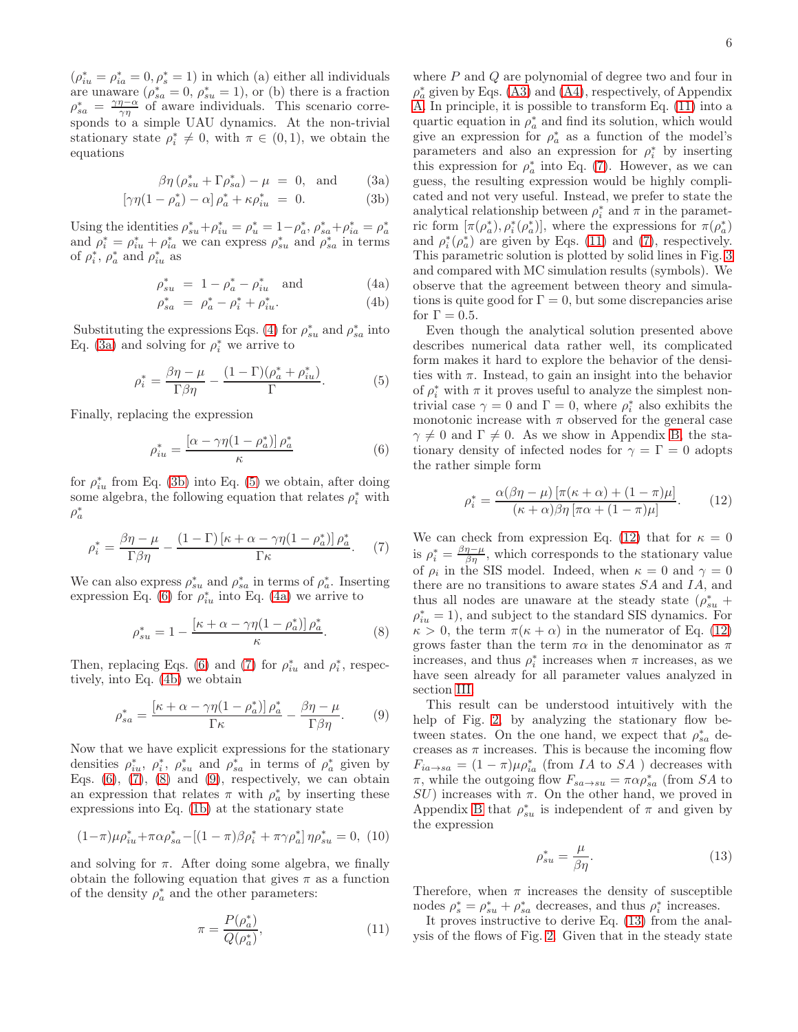$(\rho_{iu}^* = \rho_{ia}^* = 0, \rho_s^* = 1)$ in which (a) either all individuals are unaware ($\rho_{sa}^* = 0$, $\rho_{su}^* = 1$), or (b) there is a fraction $\rho_{sa}^* = \frac{\gamma\eta - \alpha}{\gamma\eta}$ of aware individuals. This scenario corresponds to a simple UAU dynamics. At the non-trivial stationary state $\rho_i^* \neq 0$, with $\pi \in (0,1)$, we obtain the equations

$$\beta\eta \left(\rho_{su}^* + \Gamma\rho_{sa}^*\right) - \mu \;=\; 0, \quad \text{and} \tag{3a}$$

$$\left[\gamma\eta(1-\rho_a^*) - \alpha\right]\rho_a^* + \kappa\rho_{iu}^* \;=\; 0. \tag{3b}$$

Using the identities $\rho_{su}^* + \rho_{iu}^* = \rho_u^* = 1 - \rho_a^*$, $\rho_{sa}^* + \rho_{ia}^* = \rho_a^*$ and $\rho_i^* = \rho_{iu}^* + \rho_{ia}^*$ we can express $\rho_{su}^*$ and $\rho_{sa}^*$ in terms of $\rho_i^*$, $\rho_a^*$ and $\rho_{iu}^*$ as

$$\rho_{su}^* \;=\; 1 - \rho_a^* - \rho_{iu}^* \quad \text{and} \tag{4a}$$

$$\rho_{sa}^* \;=\; \rho_a^* - \rho_i^* + \rho_{iu}^*. \tag{4b}$$

Substituting the expressions Eqs. (4) for $\rho_{su}^*$ and $\rho_{sa}^*$ into Eq. (3a) and solving for $\rho_i^*$ we arrive to

$$\rho_i^* = \frac{\beta\eta - \mu}{\Gamma\beta\eta} - \frac{(1-\Gamma)(\rho_a^* + \rho_{iu}^*)}{\Gamma}. \tag{5}$$

Finally, replacing the expression

$$\rho_{iu}^* = \frac{\left[\alpha - \gamma\eta(1-\rho_a^*)\right]\rho_a^*}{\kappa} \tag{6}$$

for $\rho_{iu}^*$ from Eq. (3b) into Eq. (5) we obtain, after doing some algebra, the following equation that relates $\rho_i^*$ with $\rho_a^*$

$$\rho_i^* = \frac{\beta\eta - \mu}{\Gamma\beta\eta} - \frac{(1-\Gamma)\left[\kappa + \alpha - \gamma\eta(1-\rho_a^*)\right]\rho_a^*}{\Gamma\kappa}. \tag{7}$$

We can also express $\rho_{su}^*$ and $\rho_{sa}^*$ in terms of $\rho_a^*$. Inserting expression Eq. (6) for $\rho_{iu}^*$ into Eq. (4a) we arrive to

$$\rho_{su}^* = 1 - \frac{\left[\kappa + \alpha - \gamma\eta(1-\rho_a^*)\right]\rho_a^*}{\kappa}. \tag{8}$$

Then, replacing Eqs. (6) and (7) for $\rho_{iu}^*$ and $\rho_i^*$, respectively, into Eq. (4b) we obtain

$$\rho_{sa}^* = \frac{\left[\kappa + \alpha - \gamma\eta(1-\rho_a^*)\right]\rho_a^*}{\Gamma\kappa} - \frac{\beta\eta - \mu}{\Gamma\beta\eta}. \tag{9}$$

Now that we have explicit expressions for the stationary densities $\rho_{iu}^*$, $\rho_i^*$, $\rho_{su}^*$ and $\rho_{sa}^*$ in terms of $\rho_a^*$ given by Eqs. (6), (7), (8) and (9), respectively, we can obtain an expression that relates $\pi$ with $\rho_a^*$ by inserting these expressions into Eq. (1b) at the stationary state

$$(1-\pi)\mu\rho_{iu}^* + \pi\alpha\rho_{sa}^* - \left[(1-\pi)\beta\rho_i^* + \pi\gamma\rho_a^*\right]\eta\rho_{su}^* = 0, \tag{10}$$

and solving for $\pi$. After doing some algebra, we finally obtain the following equation that gives $\pi$ as a function of the density $\rho_a^*$ and the other parameters:

$$\pi = \frac{P(\rho_a^*)}{Q(\rho_a^*)}, \tag{11}$$

where $P$ and $Q$ are polynomial of degree two and four in $\rho_a^*$ given by Eqs. (A3) and (A4), respectively, of Appendix A. In principle, it is possible to transform Eq. (11) into a quartic equation in $\rho_a^*$ and find its solution, which would give an expression for $\rho_a^*$ as a function of the model's parameters and also an expression for $\rho_i^*$ by inserting this expression for $\rho_a^*$ into Eq. (7). However, as we can guess, the resulting expression would be highly complicated and not very useful. Instead, we prefer to state the analytical relationship between $\rho_i^*$ and $\pi$ in the parametric form $[\pi(\rho_a^*), \rho_i^*(\rho_a^*)]$, where the expressions for $\pi(\rho_a^*)$ and $\rho_i^*(\rho_a^*)$ are given by Eqs. (11) and (7), respectively. This parametric solution is plotted by solid lines in Fig. 3 and compared with MC simulation results (symbols). We observe that the agreement between theory and simulations is quite good for $\Gamma = 0$, but some discrepancies arise for $\Gamma = 0.5$.

Even though the analytical solution presented above describes numerical data rather well, its complicated form makes it hard to explore the behavior of the densities with $\pi$. Instead, to gain an insight into the behavior of $\rho_i^*$ with $\pi$ it proves very useful to analyze the simplest non-trivial case $\gamma = 0$ and $\Gamma = 0$, where $\rho_i^*$ also exhibits the monotonic increase with $\pi$ observed for the general case $\gamma \neq 0$ and $\Gamma \neq 0$. As we show in Appendix B, the stationary density of infected nodes for $\gamma = \Gamma = 0$ adopts the rather simple form

$$\rho_i^* = \frac{\alpha(\beta\eta - \mu)\left[\pi(\kappa + \alpha) + (1-\pi)\mu\right]}{(\kappa + \alpha)\beta\eta\left[\pi\alpha + (1-\pi)\mu\right]}. \tag{12}$$

We can check from expression Eq. (12) that for $\kappa = 0$ is $\rho_i^* = \frac{\beta\eta - \mu}{\beta\eta}$, which corresponds to the stationary value of $\rho_i$ in the SIS model. Indeed, when $\kappa = 0$ and $\gamma = 0$ there are no transitions to aware states $SA$ and $IA$, and thus all nodes are unaware at the steady state ($\rho_{su}^* + \rho_{iu}^* = 1$), and subject to the standard SIS dynamics. For $\kappa > 0$, the term $\pi(\kappa + \alpha)$ in the numerator of Eq. (12) grows faster than the term $\pi\alpha$ in the denominator as $\pi$ increases, and thus $\rho_i^*$ increases when $\pi$ increases, as we have seen already for all parameter values analyzed in section III.

This result can be understood intuitively with the help of Fig. 2, by analyzing the stationary flow between states. On the one hand, we expect that $\rho_{sa}^*$ decreases as $\pi$ increases. This is because the incoming flow $F_{ia\to sa} = (1-\pi)\mu\rho_{ia}^*$ (from $IA$ to $SA$ ) decreases with $\pi$, while the outgoing flow $F_{sa\to su} = \pi\alpha\rho_{sa}^*$ (from $SA$ to $SU$) increases with $\pi$. On the other hand, we proved in Appendix B that $\rho_{su}^*$ is independent of $\pi$ and given by the expression

$$\rho_{su}^* = \frac{\mu}{\beta\eta}. \tag{13}$$

Therefore, when $\pi$ increases the density of susceptible nodes $\rho_s^* = \rho_{su}^* + \rho_{sa}^*$ decreases, and thus $\rho_i^*$ increases.

It proves instructive to derive Eq. (13) from the analysis of the flows of Fig. 2. Given that in the steady state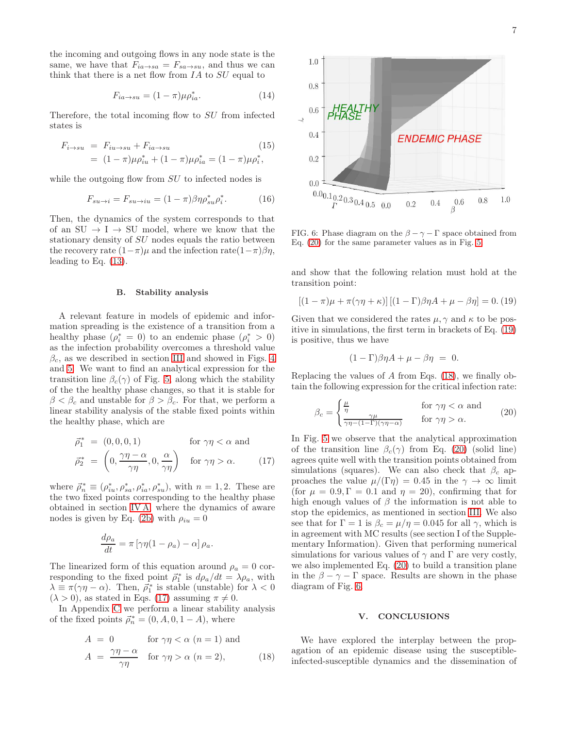the incoming and outgoing flows in any node state is the same, we have that $F_{ia \to sa} = F_{sa \to su}$, and thus we can think that there is a net flow from $IA$ to $SU$ equal to

$$F_{ia \to su} = (1-\pi)\mu\rho_{ia}^*. \tag{14}$$

Therefore, the total incoming flow to $SU$ from infected states is

$$\begin{aligned} F_{i \to su} &= F_{iu \to su} + F_{ia \to su} \\ &= (1-\pi)\mu\rho_{iu}^* + (1-\pi)\mu\rho_{ia}^* = (1-\pi)\mu\rho_{i}^*, \end{aligned} \tag{15}$$

while the outgoing flow from $SU$ to infected nodes is

$$F_{su \to i} = F_{su \to iu} = (1-\pi)\beta\eta\rho_{su}^*\rho_i^*. \tag{16}$$

Then, the dynamics of the system corresponds to that of an SU $\to$ I $\to$ SU model, where we know that the stationary density of $SU$ nodes equals the ratio between the recovery rate $(1-\pi)\mu$ and the infection rate$(1-\pi)\beta\eta$, leading to Eq. (13).

### B. Stability analysis

A relevant feature in models of epidemic and information spreading is the existence of a transition from a healthy phase ($\rho_i^* = 0$) to an endemic phase ($\rho_i^* > 0$) as the infection probability overcomes a threshold value $\beta_c$, as we described in section III and showed in Figs. 4 and 5. We want to find an analytical expression for the transition line $\beta_c(\gamma)$ of Fig. 5, along which the stability of the the healthy phase changes, so that it is stable for $\beta < \beta_c$ and unstable for $\beta > \beta_c$. For that, we perform a linear stability analysis of the stable fixed points within the healthy phase, which are

$$\begin{aligned} \vec{\rho}_1^* &= (0,0,0,1) && \text{for } \gamma\eta < \alpha \text{ and} \\ \vec{\rho}_2^* &= \left(0, \frac{\gamma\eta-\alpha}{\gamma\eta}, 0, \frac{\alpha}{\gamma\eta}\right) && \text{for } \gamma\eta > \alpha. \end{aligned} \tag{17}$$

where $\vec{\rho}_n^* \equiv (\rho_{iu}^*, \rho_{sa}^*, \rho_{ia}^*, \rho_{su}^*)$, with $n = 1,2$. These are the two fixed points corresponding to the healthy phase obtained in section IV A, where the dynamics of aware nodes is given by Eq. (2b) with $\rho_{iu} = 0$

$$\frac{d\rho_a}{dt} = \pi\left[\gamma\eta(1-\rho_a) - \alpha\right]\rho_a.$$

The linearized form of this equation around $\rho_a = 0$ corresponding to the fixed point $\vec{\rho}_1^*$ is $d\rho_a/dt = \lambda\rho_a$, with $\lambda \equiv \pi(\gamma\eta - \alpha)$. Then, $\vec{\rho}_1^*$ is stable (unstable) for $\lambda < 0$ ($\lambda > 0$), as stated in Eqs. (17) assuming $\pi \neq 0$.

In Appendix C we perform a linear stability analysis of the fixed points $\vec{\rho}_n^* = (0, A, 0, 1-A)$, where

$$\begin{aligned} A &= 0 && \text{for } \gamma\eta < \alpha \ (n=1) \text{ and} \\ A &= \frac{\gamma\eta - \alpha}{\gamma\eta} && \text{for } \gamma\eta > \alpha \ (n=2), \end{aligned} \tag{18}$$

and show that the following relation must hold at the transition point:

$$\left[(1-\pi)\mu + \pi(\gamma\eta + \kappa)\right]\left[(1-\Gamma)\beta\eta A + \mu - \beta\eta\right] = 0. \tag{19}$$

Given that we considered the rates $\mu, \gamma$ and $\kappa$ to be positive in simulations, the first term in brackets of Eq. (19) is positive, thus we have

$$(1-\Gamma)\beta\eta A + \mu - \beta\eta \ = \ 0.$$

Replacing the values of $A$ from Eqs. (18), we finally obtain the following expression for the critical infection rate:

$$\beta_c = \begin{cases} \frac{\mu}{\eta} & \text{for } \gamma\eta < \alpha \text{ and} \\ \frac{\gamma\mu}{\gamma\eta - (1-\Gamma)(\gamma\eta - \alpha)} & \text{for } \gamma\eta > \alpha. \end{cases} \tag{20}$$

In Fig. 5 we observe that the analytical approximation of the transition line $\beta_c(\gamma)$ from Eq. (20) (solid line) agrees quite well with the transition points obtained from simulations (squares). We can also check that $\beta_c$ approaches the value $\mu/(\Gamma\eta) = 0.45$ in the $\gamma \to \infty$ limit (for $\mu = 0.9, \Gamma = 0.1$ and $\eta = 20$), confirming that for high enough values of $\beta$ the information is not able to stop the epidemics, as mentioned in section III. We also see that for $\Gamma = 1$ is $\beta_c = \mu/\eta = 0.045$ for all $\gamma$, which is in agreement with MC results (see section I of the Supplementary Information). Given that performing numerical simulations for various values of $\gamma$ and $\Gamma$ are very costly, we also implemented Eq. (20) to build a transition plane in the $\beta - \gamma - \Gamma$ space. Results are shown in the phase diagram of Fig. 6.

FIG. 6: Phase diagram on the $\beta - \gamma - \Gamma$ space obtained from Eq. (20) for the same parameter values as in Fig. 5.

## V. CONCLUSIONS

We have explored the interplay between the propagation of an epidemic disease using the susceptible-infected-susceptible dynamics and the dissemination of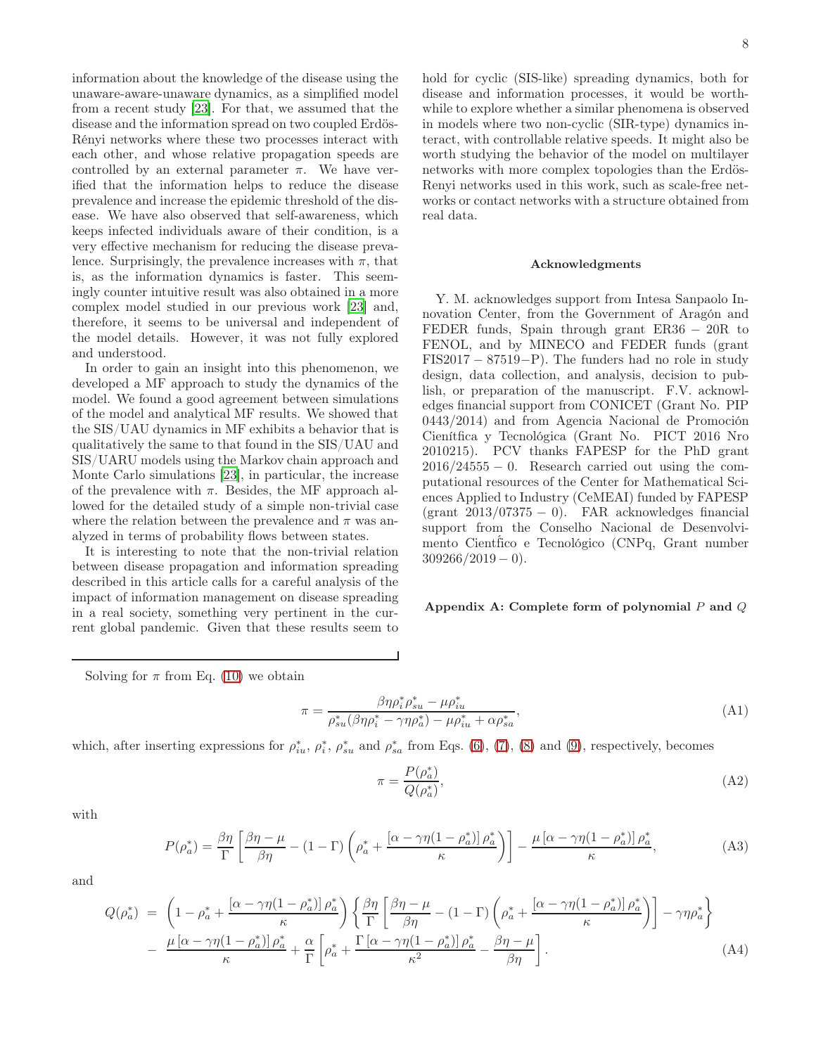information about the knowledge of the disease using the unaware-aware-unaware dynamics, as a simplified model from a recent study [23]. For that, we assumed that the disease and the information spread on two coupled Erdös-Rényi networks where these two processes interact with each other, and whose relative propagation speeds are controlled by an external parameter $\pi$. We have verified that the information helps to reduce the disease prevalence and increase the epidemic threshold of the disease. We have also observed that self-awareness, which keeps infected individuals aware of their condition, is a very effective mechanism for reducing the disease prevalence. Surprisingly, the prevalence increases with $\pi$, that is, as the information dynamics is faster. This seemingly counter intuitive result was also obtained in a more complex model studied in our previous work [23] and, therefore, it seems to be universal and independent of the model details. However, it was not fully explored and understood.

In order to gain an insight into this phenomenon, we developed a MF approach to study the dynamics of the model. We found a good agreement between simulations of the model and analytical MF results. We showed that the SIS/UAU dynamics in MF exhibits a behavior that is qualitatively the same to that found in the SIS/UAU and SIS/UARU models using the Markov chain approach and Monte Carlo simulations [23], in particular, the increase of the prevalence with $\pi$. Besides, the MF approach allowed for the detailed study of a simple non-trivial case where the relation between the prevalence and $\pi$ was analyzed in terms of probability flows between states.

It is interesting to note that the non-trivial relation between disease propagation and information spreading described in this article calls for a careful analysis of the impact of information management on disease spreading in a real society, something very pertinent in the current global pandemic. Given that these results seem to hold for cyclic (SIS-like) spreading dynamics, both for disease and information processes, it would be worthwhile to explore whether a similar phenomena is observed in models where two non-cyclic (SIR-type) dynamics interact, with controllable relative speeds. It might also be worth studying the behavior of the model on multilayer networks with more complex topologies than the Erdös-Renyi networks used in this work, such as scale-free networks or contact networks with a structure obtained from real data.

### Acknowledgments

Y. M. acknowledges support from Intesa Sanpaolo Innovation Center, from the Government of Aragón and FEDER funds, Spain through grant ER36 − 20R to FENOL, and by MINECO and FEDER funds (grant FIS2017 − 87519−P). The funders had no role in study design, data collection, and analysis, decision to publish, or preparation of the manuscript. F.V. acknowledges financial support from CONICET (Grant No. PIP 0443/2014) and from Agencia Nacional de Promoción Cienítfica y Tecnológica (Grant No. PICT 2016 Nro 2010215). PCV thanks FAPESP for the PhD grant 2016/24555 − 0. Research carried out using the computational resources of the Center for Mathematical Sciences Applied to Industry (CeMEAI) funded by FAPESP (grant 2013/07375 − 0). FAR acknowledges financial support from the Conselho Nacional de Desenvolvimento Cientfíco e Tecnológico (CNPq, Grant number 309266/2019 − 0).

### Appendix A: Complete form of polynomial $P$ and $Q$

Solving for $\pi$ from Eq. (10) we obtain

$$\pi = \frac{\beta\eta\rho_i^*\rho_{su}^* - \mu\rho_{iu}^*}{\rho_{su}^*(\beta\eta\rho_i^* - \gamma\eta\rho_a^*) - \mu\rho_{iu}^* + \alpha\rho_{sa}^*}, \tag{A1}$$

which, after inserting expressions for $\rho_{iu}^*$, $\rho_i^*$, $\rho_{su}^*$ and $\rho_{sa}^*$ from Eqs. (6), (7), (8) and (9), respectively, becomes

$$\pi = \frac{P(\rho_a^*)}{Q(\rho_a^*)}, \tag{A2}$$

with

$$P(\rho_a^*) = \frac{\beta\eta}{\Gamma}\left[\frac{\beta\eta-\mu}{\beta\eta} - (1-\Gamma)\left(\rho_a^* + \frac{[\alpha-\gamma\eta(1-\rho_a^*)]\,\rho_a^*}{\kappa}\right)\right] - \frac{\mu\,[\alpha-\gamma\eta(1-\rho_a^*)]\,\rho_a^*}{\kappa}, \tag{A3}$$

and

$$\begin{aligned} Q(\rho_a^*) \;=\; & \left(1-\rho_a^* + \frac{[\alpha-\gamma\eta(1-\rho_a^*)]\,\rho_a^*}{\kappa}\right)\left\{\frac{\beta\eta}{\Gamma}\left[\frac{\beta\eta-\mu}{\beta\eta} - (1-\Gamma)\left(\rho_a^* + \frac{[\alpha-\gamma\eta(1-\rho_a^*)]\,\rho_a^*}{\kappa}\right)\right] - \gamma\eta\rho_a^*\right\} \\ & -\; \frac{\mu\,[\alpha-\gamma\eta(1-\rho_a^*)]\,\rho_a^*}{\kappa} + \frac{\alpha}{\Gamma}\left[\rho_a^* + \frac{\Gamma\,[\alpha-\gamma\eta(1-\rho_a^*)]\,\rho_a^*}{\kappa^2} - \frac{\beta\eta-\mu}{\beta\eta}\right]. \end{aligned} \tag{A4}$$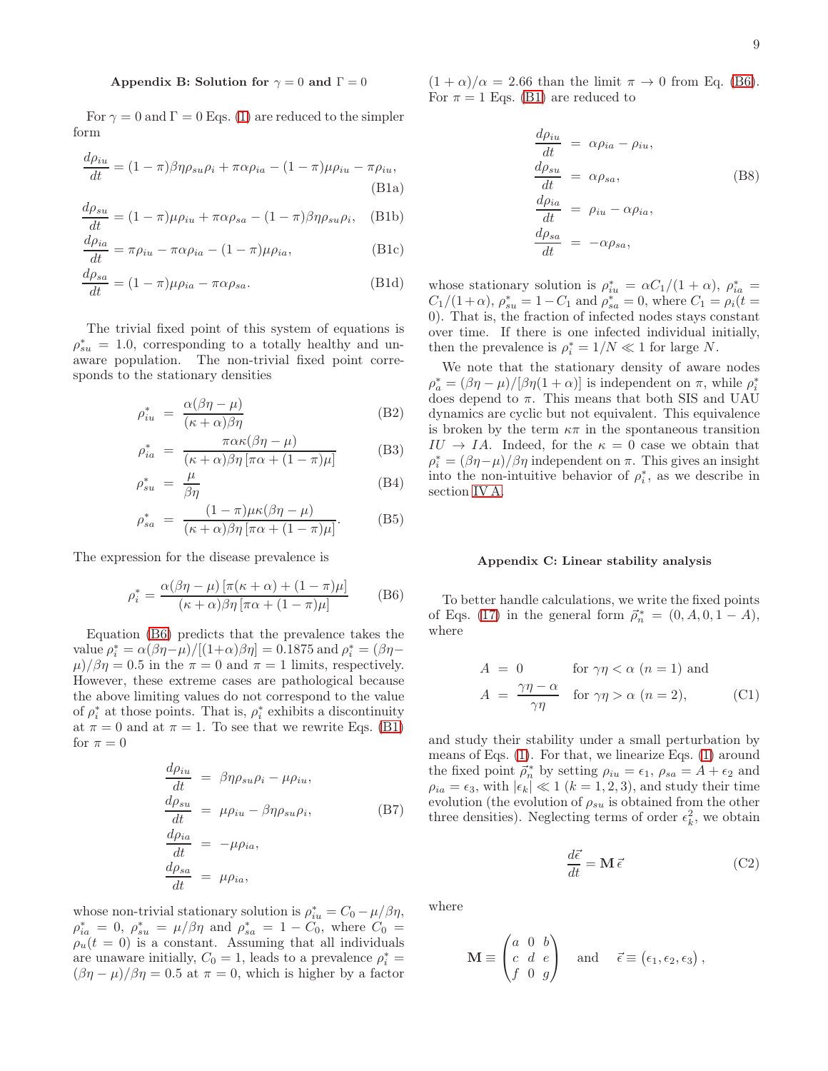### Appendix B: Solution for $\gamma = 0$ and $\Gamma = 0$

For $\gamma = 0$ and $\Gamma = 0$ Eqs. (1) are reduced to the simpler form

$$\frac{d\rho_{iu}}{dt} = (1-\pi)\beta\eta\rho_{su}\rho_i + \pi\alpha\rho_{ia} - (1-\pi)\mu\rho_{iu} - \pi\rho_{iu}, \tag{B1a}$$

$$\frac{d\rho_{su}}{dt} = (1-\pi)\mu\rho_{iu} + \pi\alpha\rho_{sa} - (1-\pi)\beta\eta\rho_{su}\rho_i, \tag{B1b}$$

$$\frac{d\rho_{ia}}{dt} = \pi\rho_{iu} - \pi\alpha\rho_{ia} - (1-\pi)\mu\rho_{ia}, \tag{B1c}$$

$$\frac{d\rho_{sa}}{dt} = (1-\pi)\mu\rho_{ia} - \pi\alpha\rho_{sa}. \tag{B1d}$$

The trivial fixed point of this system of equations is $\rho_{su}^* = 1.0$, corresponding to a totally healthy and unaware population. The non-trivial fixed point corresponds to the stationary densities

$$\rho_{iu}^* = \frac{\alpha(\beta\eta - \mu)}{(\kappa+\alpha)\beta\eta} \tag{B2}$$

$$\rho_{ia}^* = \frac{\pi\alpha\kappa(\beta\eta-\mu)}{(\kappa+\alpha)\beta\eta\left[\pi\alpha + (1-\pi)\mu\right]} \tag{B3}$$

$$\rho_{su}^* = \frac{\mu}{\beta\eta} \tag{B4}$$

$$\rho_{sa}^* = \frac{(1-\pi)\mu\kappa(\beta\eta-\mu)}{(\kappa+\alpha)\beta\eta\left[\pi\alpha + (1-\pi)\mu\right]}. \tag{B5}$$

The expression for the disease prevalence is

$$\rho_i^* = \frac{\alpha(\beta\eta-\mu)\left[\pi(\kappa+\alpha) + (1-\pi)\mu\right]}{(\kappa+\alpha)\beta\eta\left[\pi\alpha + (1-\pi)\mu\right]} \tag{B6}$$

Equation (B6) predicts that the prevalence takes the value $\rho_i^* = \alpha(\beta\eta-\mu)/[(1+\alpha)\beta\eta] = 0.1875$ and $\rho_i^* = (\beta\eta - \mu)/\beta\eta = 0.5$ in the $\pi = 0$ and $\pi = 1$ limits, respectively. However, these extreme cases are pathological because the above limiting values do not correspond to the value of $\rho_i^*$ at those points. That is, $\rho_i^*$ exhibits a discontinuity at $\pi = 0$ and at $\pi = 1$. To see that we rewrite Eqs. (B1) for $\pi = 0$

$$\begin{aligned}
\frac{d\rho_{iu}}{dt} &= \beta\eta\rho_{su}\rho_i - \mu\rho_{iu}, \\
\frac{d\rho_{su}}{dt} &= \mu\rho_{iu} - \beta\eta\rho_{su}\rho_i, \\
\frac{d\rho_{ia}}{dt} &= -\mu\rho_{ia}, \\
\frac{d\rho_{sa}}{dt} &= \mu\rho_{ia},
\end{aligned} \tag{B7}$$

whose non-trivial stationary solution is $\rho_{iu}^* = C_0 - \mu/\beta\eta$, $\rho_{ia}^* = 0$, $\rho_{su}^* = \mu/\beta\eta$ and $\rho_{sa}^* = 1 - C_0$, where $C_0 = \rho_u(t=0)$ is a constant. Assuming that all individuals are unaware initially, $C_0 = 1$, leads to a prevalence $\rho_i^* = (\beta\eta - \mu)/\beta\eta = 0.5$ at $\pi = 0$, which is higher by a factor $(1+\alpha)/\alpha = 2.66$ than the limit $\pi \to 0$ from Eq. (B6). For $\pi = 1$ Eqs. (B1) are reduced to

$$\begin{aligned}
\frac{d\rho_{iu}}{dt} &= \alpha\rho_{ia} - \rho_{iu}, \\
\frac{d\rho_{su}}{dt} &= \alpha\rho_{sa}, \\
\frac{d\rho_{ia}}{dt} &= \rho_{iu} - \alpha\rho_{ia}, \\
\frac{d\rho_{sa}}{dt} &= -\alpha\rho_{sa},
\end{aligned} \tag{B8}$$

whose stationary solution is $\rho_{iu}^* = \alpha C_1/(1+\alpha)$, $\rho_{ia}^* = C_1/(1+\alpha)$, $\rho_{su}^* = 1 - C_1$ and $\rho_{sa}^* = 0$, where $C_1 = \rho_i(t=0)$. That is, the fraction of infected nodes stays constant over time. If there is one infected individual initially, then the prevalence is $\rho_i^* = 1/N \ll 1$ for large $N$.

We note that the stationary density of aware nodes $\rho_a^* = (\beta\eta - \mu)/[\beta\eta(1+\alpha)]$ is independent on $\pi$, while $\rho_i^*$ does depend to $\pi$. This means that both SIS and UAU dynamics are cyclic but not equivalent. This equivalence is broken by the term $\kappa\pi$ in the spontaneous transition $IU \to IA$. Indeed, for the $\kappa = 0$ case we obtain that $\rho_i^* = (\beta\eta - \mu)/\beta\eta$ independent on $\pi$. This gives an insight into the non-intuitive behavior of $\rho_i^*$, as we describe in section IV A.

### Appendix C: Linear stability analysis

To better handle calculations, we write the fixed points of Eqs. (17) in the general form $\vec{\rho}_n^* = (0, A, 0, 1-A)$, where

$$\begin{aligned}
A &= 0 \qquad \text{for } \gamma\eta < \alpha \ (n=1) \text{ and} \\
A &= \frac{\gamma\eta - \alpha}{\gamma\eta} \quad \text{for } \gamma\eta > \alpha \ (n=2),
\end{aligned} \tag{C1}$$

and study their stability under a small perturbation by means of Eqs. (1). For that, we linearize Eqs. (1) around the fixed point $\vec{\rho}_n^*$ by setting $\rho_{iu} = \epsilon_1$, $\rho_{sa} = A + \epsilon_2$ and $\rho_{ia} = \epsilon_3$, with $|\epsilon_k| \ll 1$ $(k = 1, 2, 3)$, and study their time evolution (the evolution of $\rho_{su}$ is obtained from the other three densities). Neglecting terms of order $\epsilon_k^2$, we obtain

$$\frac{d\vec{\epsilon}}{dt} = \mathbf{M}\,\vec{\epsilon} \tag{C2}$$

where

$$\mathbf{M} \equiv \begin{pmatrix} a & 0 & b \\ c & d & e \\ f & 0 & g \end{pmatrix} \quad \text{and} \quad \vec{\epsilon} \equiv (\epsilon_1, \epsilon_2, \epsilon_3),$$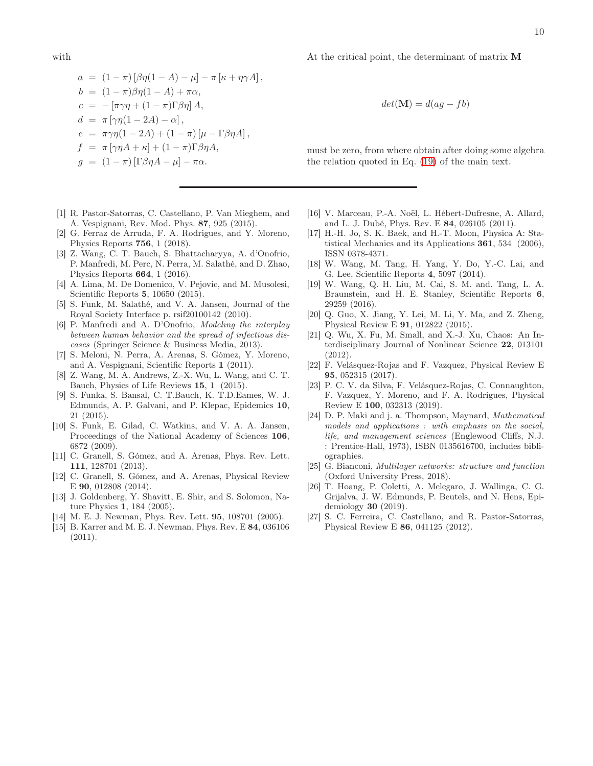with

$$
\begin{aligned}
a &= (1-\pi)\left[\beta\eta(1-A)-\mu\right]-\pi\left[\kappa+\eta\gamma A\right], \\
b &= (1-\pi)\beta\eta(1-A)+\pi\alpha, \\
c &= -\left[\pi\gamma\eta+(1-\pi)\Gamma\beta\eta\right]A, \\
d &= \pi\left[\gamma\eta(1-2A)-\alpha\right], \\
e &= \pi\gamma\eta(1-2A)+(1-\pi)\left[\mu-\Gamma\beta\eta A\right], \\
f &= \pi\left[\gamma\eta A+\kappa\right]+(1-\pi)\Gamma\beta\eta A, \\
g &= (1-\pi)\left[\Gamma\beta\eta A-\mu\right]-\pi\alpha.
\end{aligned}
$$

At the critical point, the determinant of matrix $\mathbf{M}$

$$
det(\mathbf{M}) = d(ag-fb)
$$

must be zero, from where obtain after doing some algebra the relation quoted in Eq. (19) of the main text.

---

[1] R. Pastor-Satorras, C. Castellano, P. Van Mieghem, and A. Vespignani, Rev. Mod. Phys. **87**, 925 (2015).

[2] G. Ferraz de Arruda, F. A. Rodrigues, and Y. Moreno, Physics Reports **756**, 1 (2018).

[3] Z. Wang, C. T. Bauch, S. Bhattacharyya, A. d'Onofrio, P. Manfredi, M. Perc, N. Perra, M. Salathé, and D. Zhao, Physics Reports **664**, 1 (2016).

[4] A. Lima, M. De Domenico, V. Pejovic, and M. Musolesi, Scientific Reports **5**, 10650 (2015).

[5] S. Funk, M. Salathé, and V. A. Jansen, Journal of the Royal Society Interface p. rsif20100142 (2010).

[6] P. Manfredi and A. D'Onofrio, *Modeling the interplay between human behavior and the spread of infectious diseases* (Springer Science & Business Media, 2013).

[7] S. Meloni, N. Perra, A. Arenas, S. Gómez, Y. Moreno, and A. Vespignani, Scientific Reports **1** (2011).

[8] Z. Wang, M. A. Andrews, Z.-X. Wu, L. Wang, and C. T. Bauch, Physics of Life Reviews **15**, 1 (2015).

[9] S. Funka, S. Bansal, C. T.Bauch, K. T.D.Eames, W. J. Edmunds, A. P. Galvani, and P. Klepac, Epidemics **10**, 21 (2015).

[10] S. Funk, E. Gilad, C. Watkins, and V. A. A. Jansen, Proceedings of the National Academy of Sciences **106**, 6872 (2009).

[11] C. Granell, S. Gómez, and A. Arenas, Phys. Rev. Lett. **111**, 128701 (2013).

[12] C. Granell, S. Gómez, and A. Arenas, Physical Review E **90**, 012808 (2014).

[13] J. Goldenberg, Y. Shavitt, E. Shir, and S. Solomon, Nature Physics **1**, 184 (2005).

[14] M. E. J. Newman, Phys. Rev. Lett. **95**, 108701 (2005).

[15] B. Karrer and M. E. J. Newman, Phys. Rev. E **84**, 036106 (2011).

[16] V. Marceau, P.-A. Noël, L. Hébert-Dufresne, A. Allard, and L. J. Dubé, Phys. Rev. E **84**, 026105 (2011).

[17] H.-H. Jo, S. K. Baek, and H.-T. Moon, Physica A: Statistical Mechanics and its Applications **361**, 534 (2006), ISSN 0378-4371.

[18] W. Wang, M. Tang, H. Yang, Y. Do, Y.-C. Lai, and G. Lee, Scientific Reports **4**, 5097 (2014).

[19] W. Wang, Q. H. Liu, M. Cai, S. M. and. Tang, L. A. Braunstein, and H. E. Stanley, Scientific Reports **6**, 29259 (2016).

[20] Q. Guo, X. Jiang, Y. Lei, M. Li, Y. Ma, and Z. Zheng, Physical Review E **91**, 012822 (2015).

[21] Q. Wu, X. Fu, M. Small, and X.-J. Xu, Chaos: An Interdisciplinary Journal of Nonlinear Science **22**, 013101 (2012).

[22] F. Velásquez-Rojas and F. Vazquez, Physical Review E **95**, 052315 (2017).

[23] P. C. V. da Silva, F. Velásquez-Rojas, C. Connaughton, F. Vazquez, Y. Moreno, and F. A. Rodrigues, Physical Review E **100**, 032313 (2019).

[24] D. P. Maki and j. a. Thompson, Maynard, *Mathematical models and applications : with emphasis on the social, life, and management sciences* (Englewood Cliffs, N.J. : Prentice-Hall, 1973), ISBN 0135616700, includes bibliographies.

[25] G. Bianconi, *Multilayer networks: structure and function* (Oxford University Press, 2018).

[26] T. Hoang, P. Coletti, A. Melegaro, J. Wallinga, C. G. Grijalva, J. W. Edmunds, P. Beutels, and N. Hens, Epidemiology **30** (2019).

[27] S. C. Ferreira, C. Castellano, and R. Pastor-Satorras, Physical Review E **86**, 041125 (2012).